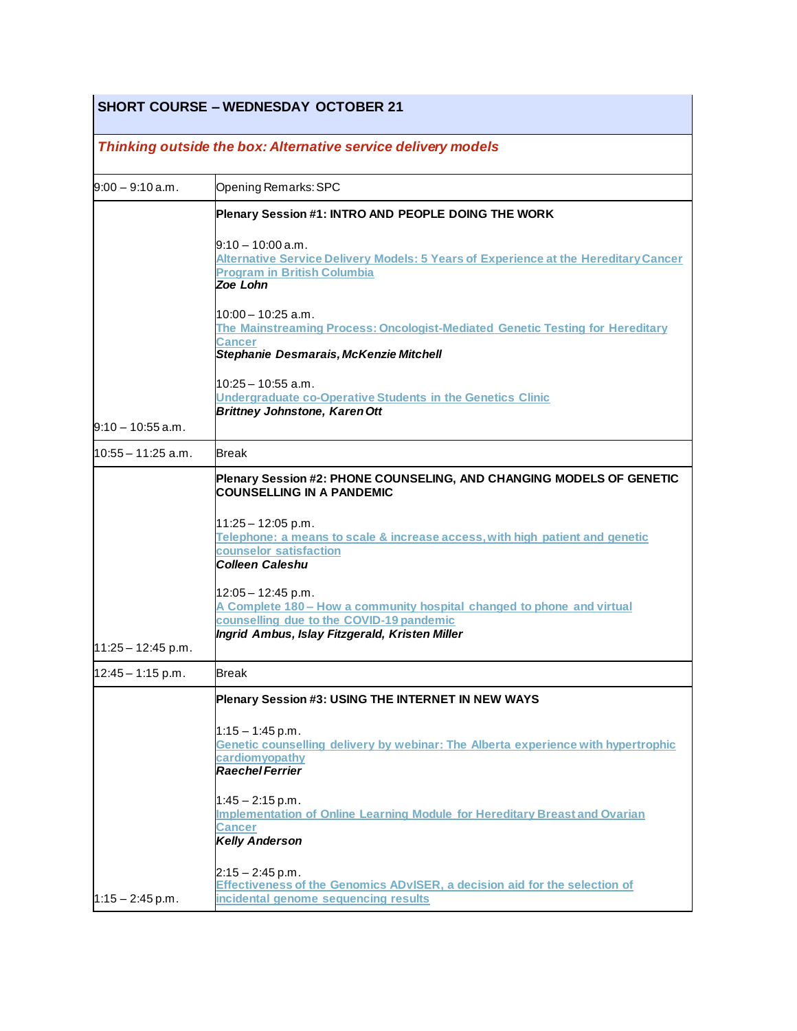| SHORT COURSE – WEDNESDAY OCTOBER 21 | |
|---|---|
| ***Thinking outside the box: Alternative service delivery models*** | |
| 9:00 – 9:10 a.m. | Opening Remarks: SPC |
| 9:10 – 10:55 a.m. | **Plenary Session #1: INTRO AND PEOPLE DOING THE WORK**<br><br>9:10 – 10:00 a.m.<br>Alternative Service Delivery Models: 5 Years of Experience at the Hereditary Cancer Program in British Columbia<br>***Zoe Lohn***<br><br>10:00 – 10:25 a.m.<br>The Mainstreaming Process: Oncologist-Mediated Genetic Testing for Hereditary Cancer<br>***Stephanie Desmarais, McKenzie Mitchell***<br><br>10:25 – 10:55 a.m.<br>Undergraduate co-Operative Students in the Genetics Clinic<br>***Brittney Johnstone, Karen Ott*** |
| 10:55 – 11:25 a.m. | Break |
| 11:25 – 12:45 p.m. | **Plenary Session #2: PHONE COUNSELING, AND CHANGING MODELS OF GENETIC COUNSELLING IN A PANDEMIC**<br><br>11:25 – 12:05 p.m.<br>Telephone: a means to scale & increase access, with high patient and genetic counselor satisfaction<br>***Colleen Caleshu***<br><br>12:05 – 12:45 p.m.<br>A Complete 180 – How a community hospital changed to phone and virtual counselling due to the COVID-19 pandemic<br>***Ingrid Ambus, Islay Fitzgerald, Kristen Miller*** |
| 12:45 – 1:15 p.m. | Break |
| 1:15 – 2:45 p.m. | **Plenary Session #3: USING THE INTERNET IN NEW WAYS**<br><br>1:15 – 1:45 p.m.<br>Genetic counselling delivery by webinar: The Alberta experience with hypertrophic cardiomyopathy<br>***Raechel Ferrier***<br><br>1:45 – 2:15 p.m.<br>Implementation of Online Learning Module for Hereditary Breast and Ovarian Cancer<br>***Kelly Anderson***<br><br>2:15 – 2:45 p.m.<br>Effectiveness of the Genomics ADvISER, a decision aid for the selection of incidental genome sequencing results |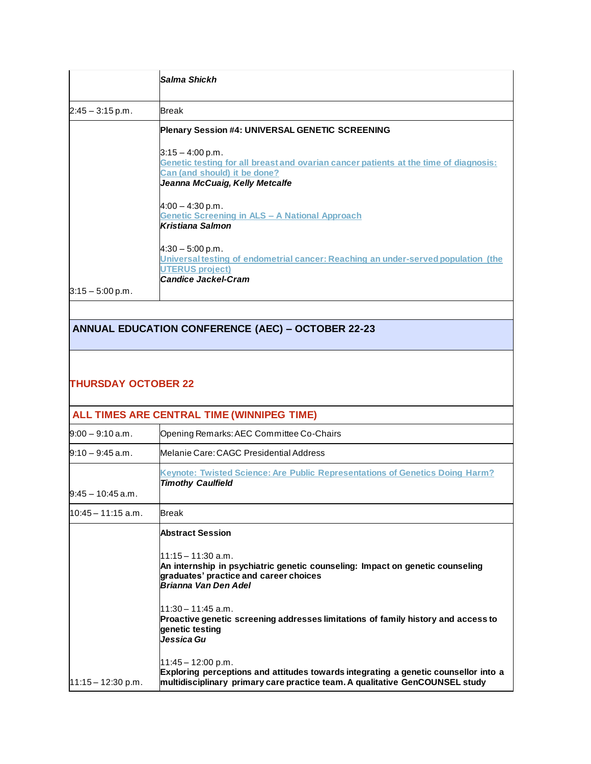| | |
|---|---|
| | ***Salma Shickh*** |
| 2:45 – 3:15 p.m. | Break |
| 3:15 – 5:00 p.m. | **Plenary Session #4: UNIVERSAL GENETIC SCREENING**<br><br>3:15 – 4:00 p.m.<br>**Genetic testing for all breast and ovarian cancer patients at the time of diagnosis: Can (and should) it be done?**<br>***Jeanna McCuaig, Kelly Metcalfe***<br><br>4:00 – 4:30 p.m.<br>**Genetic Screening in ALS – A National Approach**<br>***Kristiana Salmon***<br><br>4:30 – 5:00 p.m.<br>**Universal testing of endometrial cancer: Reaching an under-served population (the UTERUS project)**<br>***Candice Jackel-Cram*** |

## ANNUAL EDUCATION CONFERENCE (AEC) – OCTOBER 22-23

### THURSDAY OCTOBER 22

| ALL TIMES ARE CENTRAL TIME (WINNIPEG TIME) | |
|---|---|
| 9:00 – 9:10 a.m. | Opening Remarks: AEC Committee Co-Chairs |
| 9:10 – 9:45 a.m. | Melanie Care: CAGC Presidential Address |
| 9:45 – 10:45 a.m. | **Keynote: Twisted Science: Are Public Representations of Genetics Doing Harm?**<br>***Timothy Caulfield*** |
| 10:45 – 11:15 a.m. | Break |
| 11:15 – 12:30 p.m. | **Abstract Session**<br><br>11:15 – 11:30 a.m.<br>**An internship in psychiatric genetic counseling: Impact on genetic counseling graduates' practice and career choices**<br>***Brianna Van Den Adel***<br><br>11:30 – 11:45 a.m.<br>**Proactive genetic screening addresses limitations of family history and access to genetic testing**<br>***Jessica Gu***<br><br>11:45 – 12:00 p.m.<br>**Exploring perceptions and attitudes towards integrating a genetic counsellor into a multidisciplinary primary care practice team. A qualitative GenCOUNSEL study** |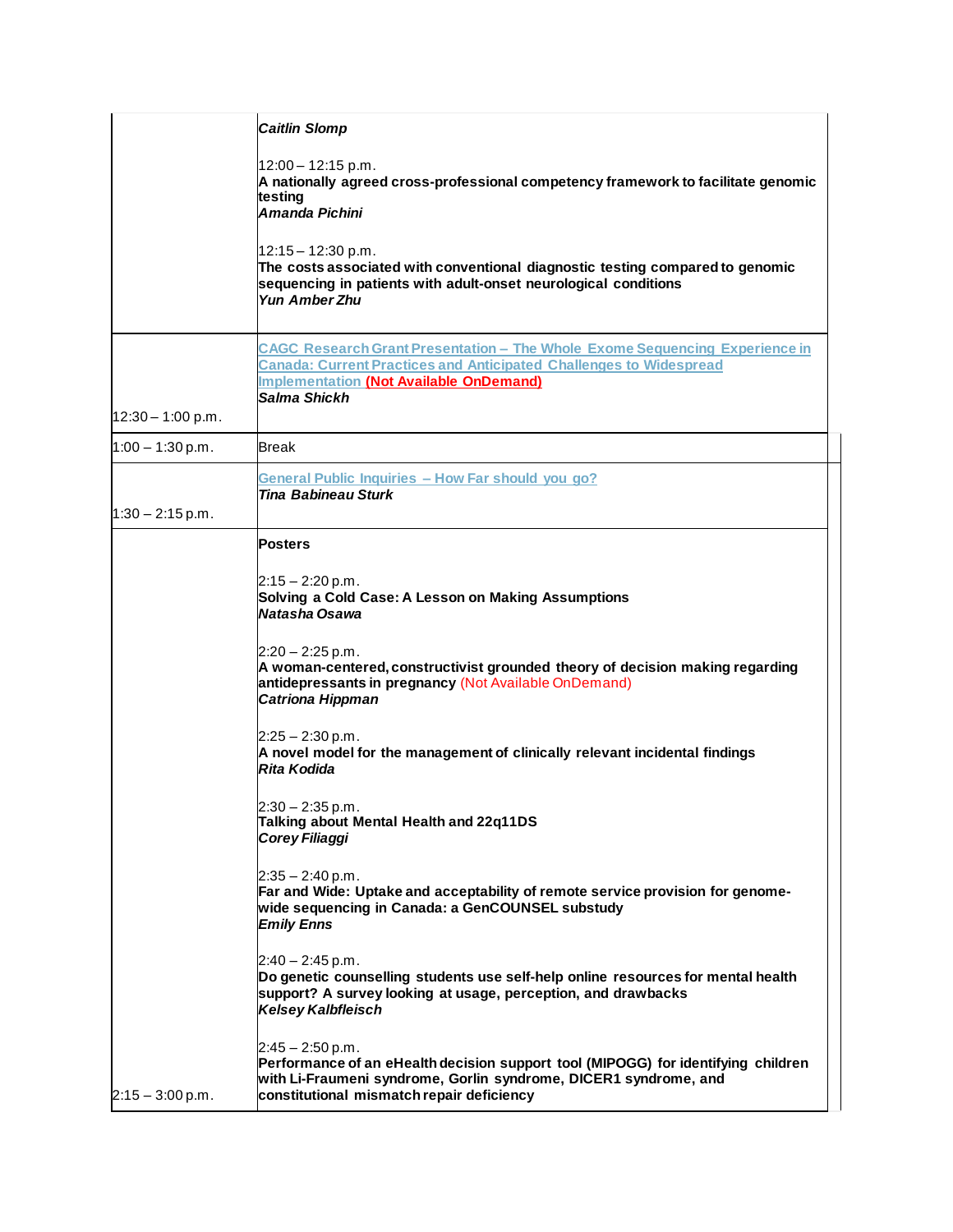| | |
|---|---|
| | ***Caitlin Slomp***<br><br>12:00 – 12:15 p.m.<br>**A nationally agreed cross-professional competency framework to facilitate genomic testing**<br>***Amanda Pichini***<br><br>12:15 – 12:30 p.m.<br>**The costs associated with conventional diagnostic testing compared to genomic sequencing in patients with adult-onset neurological conditions**<br>***Yun Amber Zhu*** |
| 12:30 – 1:00 p.m. | **CAGC Research Grant Presentation – The Whole Exome Sequencing Experience in Canada: Current Practices and Anticipated Challenges to Widespread Implementation (Not Available OnDemand)**<br>***Salma Shickh*** |
| 1:00 – 1:30 p.m. | Break |
| 1:30 – 2:15 p.m. | **General Public Inquiries – How Far should you go?**<br>***Tina Babineau Sturk*** |
| 2:15 – 3:00 p.m. | **Posters**<br><br>2:15 – 2:20 p.m.<br>**Solving a Cold Case: A Lesson on Making Assumptions**<br>***Natasha Osawa***<br><br>2:20 – 2:25 p.m.<br>**A woman-centered, constructivist grounded theory of decision making regarding antidepressants in pregnancy** (Not Available OnDemand)<br>***Catriona Hippman***<br><br>2:25 – 2:30 p.m.<br>**A novel model for the management of clinically relevant incidental findings**<br>***Rita Kodida***<br><br>2:30 – 2:35 p.m.<br>**Talking about Mental Health and 22q11DS**<br>***Corey Filiaggi***<br><br>2:35 – 2:40 p.m.<br>**Far and Wide: Uptake and acceptability of remote service provision for genome-wide sequencing in Canada: a GenCOUNSEL substudy**<br>***Emily Enns***<br><br>2:40 – 2:45 p.m.<br>**Do genetic counselling students use self-help online resources for mental health support? A survey looking at usage, perception, and drawbacks**<br>***Kelsey Kalbfleisch***<br><br>2:45 – 2:50 p.m.<br>**Performance of an eHealth decision support tool (MIPOGG) for identifying children with Li-Fraumeni syndrome, Gorlin syndrome, DICER1 syndrome, and constitutional mismatch repair deficiency** |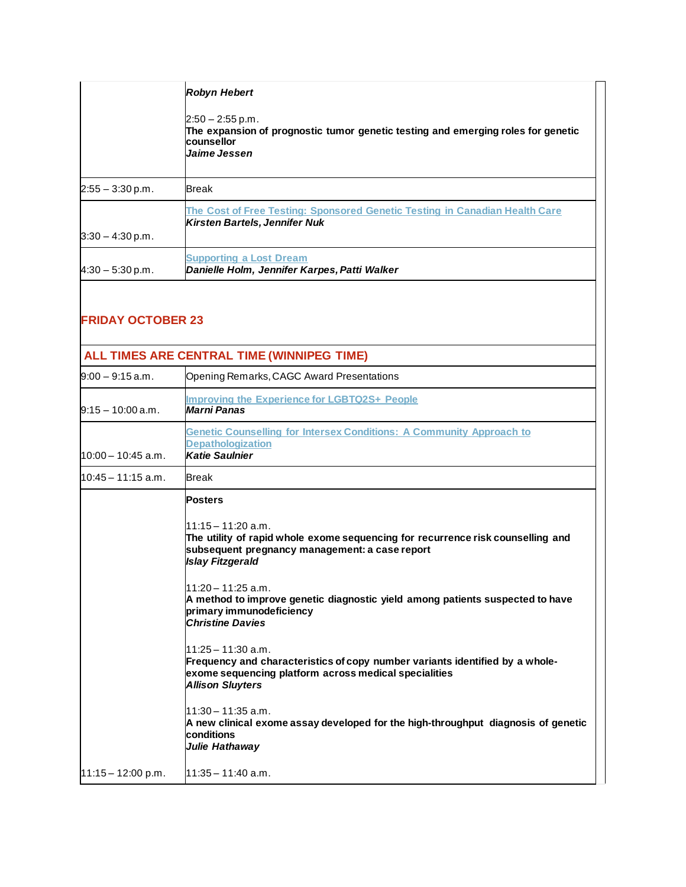| | |
|---|---|
| | ***Robyn Hebert***<br><br>2:50 – 2:55 p.m.<br>**The expansion of prognostic tumor genetic testing and emerging roles for genetic counsellor**<br>***Jaime Jessen*** |
| 2:55 – 3:30 p.m. | Break |
| 3:30 – 4:30 p.m. | **The Cost of Free Testing: Sponsored Genetic Testing in Canadian Health Care**<br>***Kirsten Bartels, Jennifer Nuk*** |
| 4:30 – 5:30 p.m. | **Supporting a Lost Dream**<br>***Danielle Holm, Jennifer Karpes, Patti Walker*** |

## FRIDAY OCTOBER 23

| ALL TIMES ARE CENTRAL TIME (WINNIPEG TIME) | |
|---|---|
| 9:00 – 9:15 a.m. | Opening Remarks, CAGC Award Presentations |
| 9:15 – 10:00 a.m. | **Improving the Experience for LGBTQ2S+ People**<br>***Marni Panas*** |
| 10:00 – 10:45 a.m. | **Genetic Counselling for Intersex Conditions: A Community Approach to Depathologization**<br>***Katie Saulnier*** |
| 10:45 – 11:15 a.m. | Break |
| 11:15 – 12:00 p.m. | **Posters**<br><br>11:15 – 11:20 a.m.<br>**The utility of rapid whole exome sequencing for recurrence risk counselling and subsequent pregnancy management: a case report**<br>***Islay Fitzgerald***<br><br>11:20 – 11:25 a.m.<br>**A method to improve genetic diagnostic yield among patients suspected to have primary immunodeficiency**<br>***Christine Davies***<br><br>11:25 – 11:30 a.m.<br>**Frequency and characteristics of copy number variants identified by a whole-exome sequencing platform across medical specialities**<br>***Allison Sluyters***<br><br>11:30 – 11:35 a.m.<br>**A new clinical exome assay developed for the high-throughput diagnosis of genetic conditions**<br>***Julie Hathaway***<br><br>11:35 – 11:40 a.m. |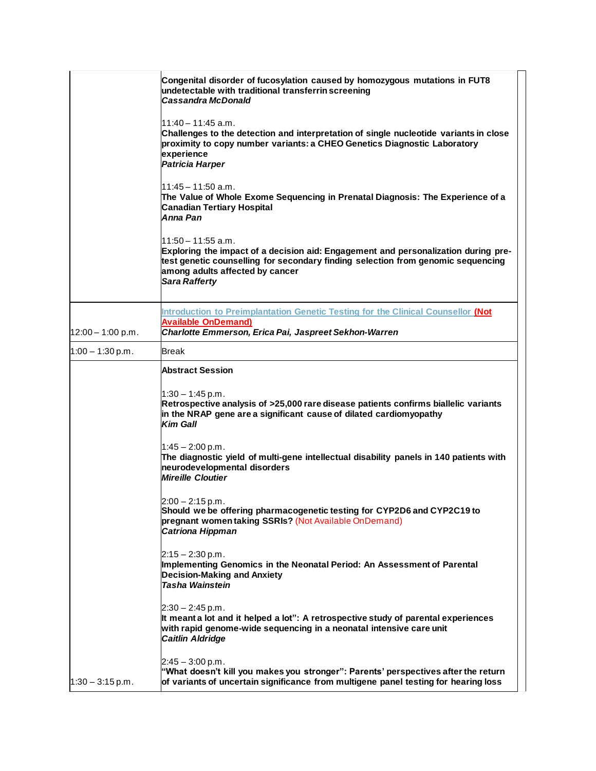| | |
|---|---|
| | **Congenital disorder of fucosylation caused by homozygous mutations in FUT8 undetectable with traditional transferrin screening**<br>***Cassandra McDonald***<br><br>11:40 – 11:45 a.m.<br>**Challenges to the detection and interpretation of single nucleotide variants in close proximity to copy number variants: a CHEO Genetics Diagnostic Laboratory experience**<br>***Patricia Harper***<br><br>11:45 – 11:50 a.m.<br>**The Value of Whole Exome Sequencing in Prenatal Diagnosis: The Experience of a Canadian Tertiary Hospital**<br>***Anna Pan***<br><br>11:50 – 11:55 a.m.<br>**Exploring the impact of a decision aid: Engagement and personalization during pre-test genetic counselling for secondary finding selection from genomic sequencing among adults affected by cancer**<br>***Sara Rafferty*** |
| 12:00 – 1:00 p.m. | Introduction to Preimplantation Genetic Testing for the Clinical Counsellor **(Not Available OnDemand)**<br>***Charlotte Emmerson, Erica Pai, Jaspreet Sekhon-Warren*** |
| 1:00 – 1:30 p.m. | Break |
| 1:30 – 3:15 p.m. | **Abstract Session**<br><br>1:30 – 1:45 p.m.<br>**Retrospective analysis of >25,000 rare disease patients confirms biallelic variants in the NRAP gene are a significant cause of dilated cardiomyopathy**<br>***Kim Gall***<br><br>1:45 – 2:00 p.m.<br>**The diagnostic yield of multi-gene intellectual disability panels in 140 patients with neurodevelopmental disorders**<br>***Mireille Cloutier***<br><br>2:00 – 2:15 p.m.<br>**Should we be offering pharmacogenetic testing for CYP2D6 and CYP2C19 to pregnant women taking SSRIs?** (Not Available OnDemand)<br>***Catriona Hippman***<br><br>2:15 – 2:30 p.m.<br>**Implementing Genomics in the Neonatal Period: An Assessment of Parental Decision-Making and Anxiety**<br>***Tasha Wainstein***<br><br>2:30 – 2:45 p.m.<br>**It meant a lot and it helped a lot": A retrospective study of parental experiences with rapid genome-wide sequencing in a neonatal intensive care unit**<br>***Caitlin Aldridge***<br><br>2:45 – 3:00 p.m.<br>**"What doesn't kill you makes you stronger": Parents' perspectives after the return of variants of uncertain significance from multigene panel testing for hearing loss** |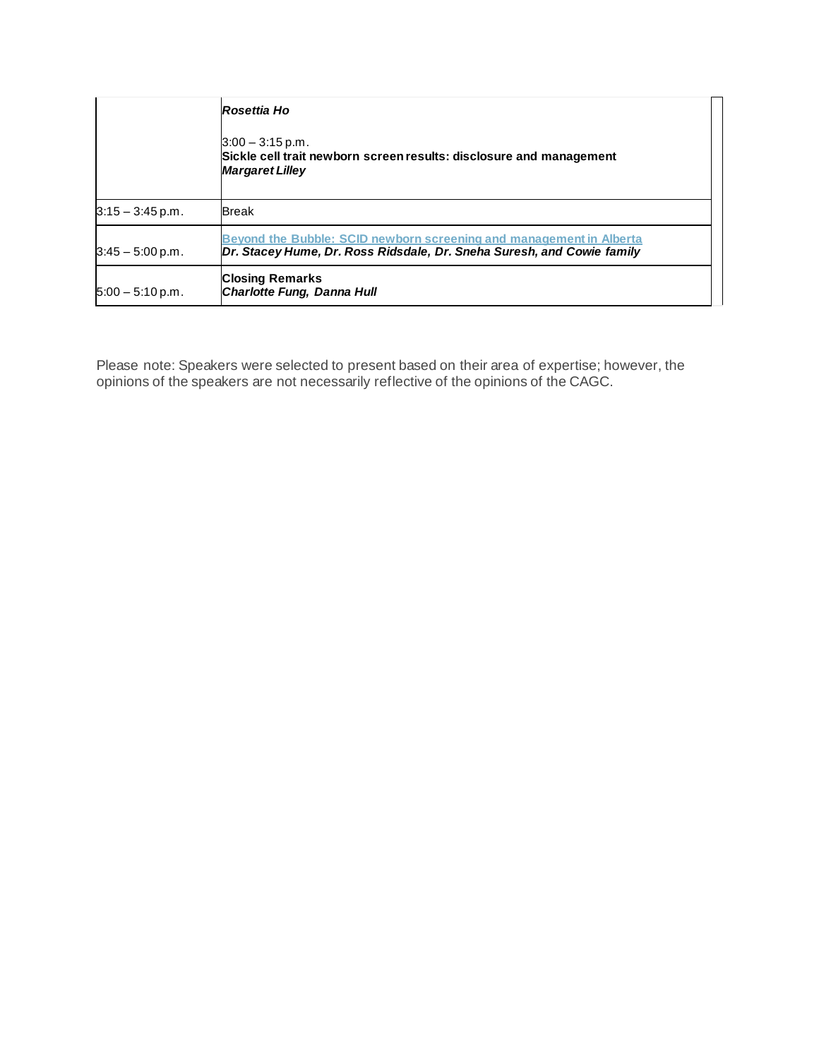| | |
|---|---|
| | ***Rosettia Ho***<br><br>3:00 – 3:15 p.m.<br>**Sickle cell trait newborn screen results: disclosure and management**<br>***Margaret Lilley*** |
| 3:15 – 3:45 p.m. | Break |
| 3:45 – 5:00 p.m. | **Beyond the Bubble: SCID newborn screening and management in Alberta**<br>***Dr. Stacey Hume, Dr. Ross Ridsdale, Dr. Sneha Suresh, and Cowie family*** |
| 5:00 – 5:10 p.m. | **Closing Remarks**<br>***Charlotte Fung, Danna Hull*** |

Please note: Speakers were selected to present based on their area of expertise; however, the opinions of the speakers are not necessarily reflective of the opinions of the CAGC.